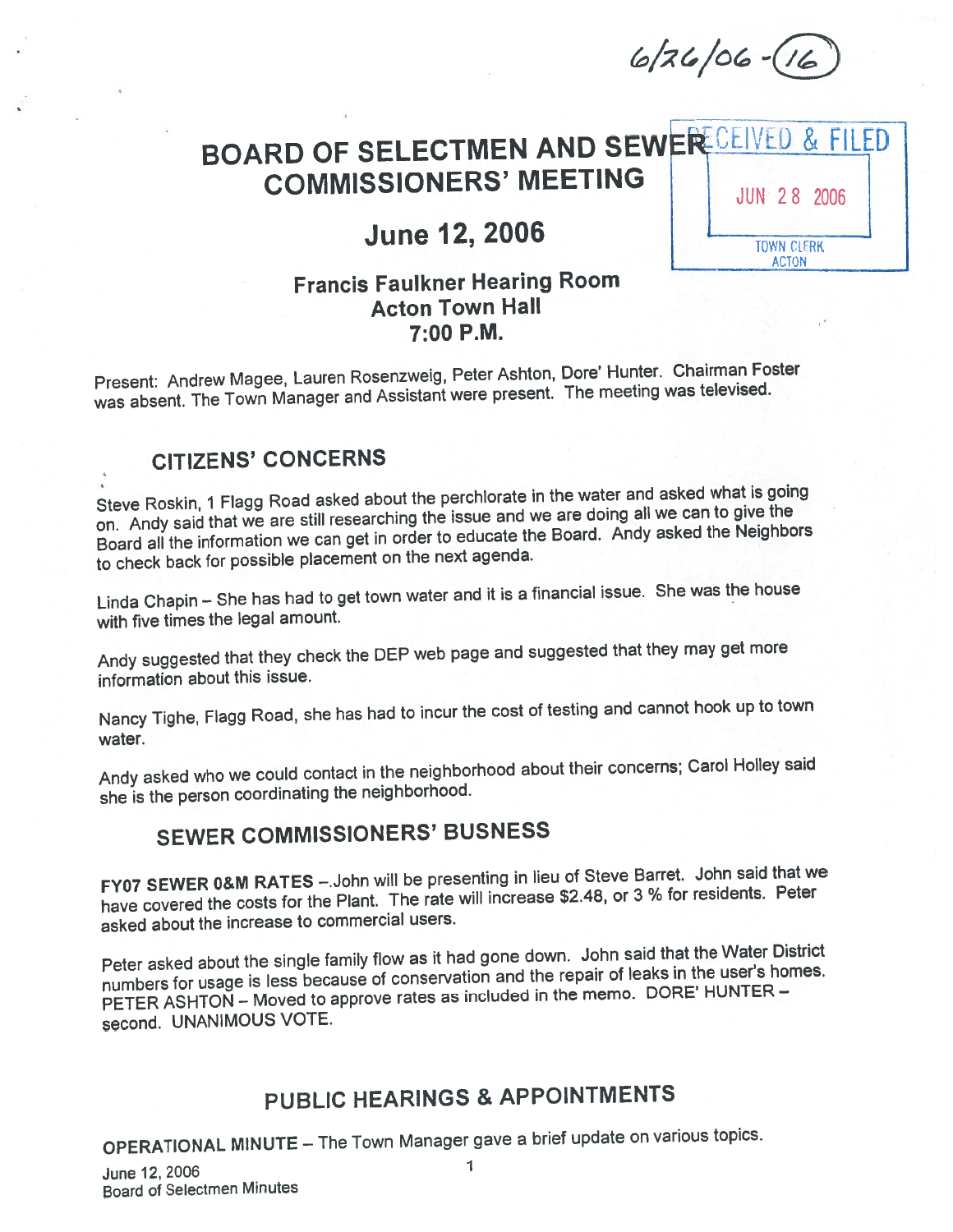6/26/06 - (16)

RECEIVED & FILED
JUN 28 2006
TOWN CLERK
ACTON

# BOARD OF SELECTMEN AND SEWER COMMISSIONERS' MEETING

## June 12, 2006

### Francis Faulkner Hearing Room
### Acton Town Hall
### 7:00 P.M.

Present: Andrew Magee, Lauren Rosenzweig, Peter Ashton, Dore' Hunter. Chairman Foster was absent. The Town Manager and Assistant were present. The meeting was televised.

## CITIZENS' CONCERNS

Steve Roskin, 1 Flagg Road asked about the perchlorate in the water and asked what is going on. Andy said that we are still researching the issue and we are doing all we can to give the Board all the information we can get in order to educate the Board. Andy asked the Neighbors to check back for possible placement on the next agenda.

Linda Chapin – She has had to get town water and it is a financial issue. She was the house with five times the legal amount.

Andy suggested that they check the DEP web page and suggested that they may get more information about this issue.

Nancy Tighe, Flagg Road, she has had to incur the cost of testing and cannot hook up to town water.

Andy asked who we could contact in the neighborhood about their concerns; Carol Holley said she is the person coordinating the neighborhood.

## SEWER COMMISSIONERS' BUSNESS

**FY07 SEWER 0&M RATES** –.John will be presenting in lieu of Steve Barret. John said that we have covered the costs for the Plant. The rate will increase $2.48, or 3 % for residents. Peter asked about the increase to commercial users.

Peter asked about the single family flow as it had gone down. John said that the Water District numbers for usage is less because of conservation and the repair of leaks in the user's homes. PETER ASHTON – Moved to approve rates as included in the memo. DORE' HUNTER – second. UNANIMOUS VOTE.

## PUBLIC HEARINGS & APPOINTMENTS

**OPERATIONAL MINUTE** – The Town Manager gave a brief update on various topics.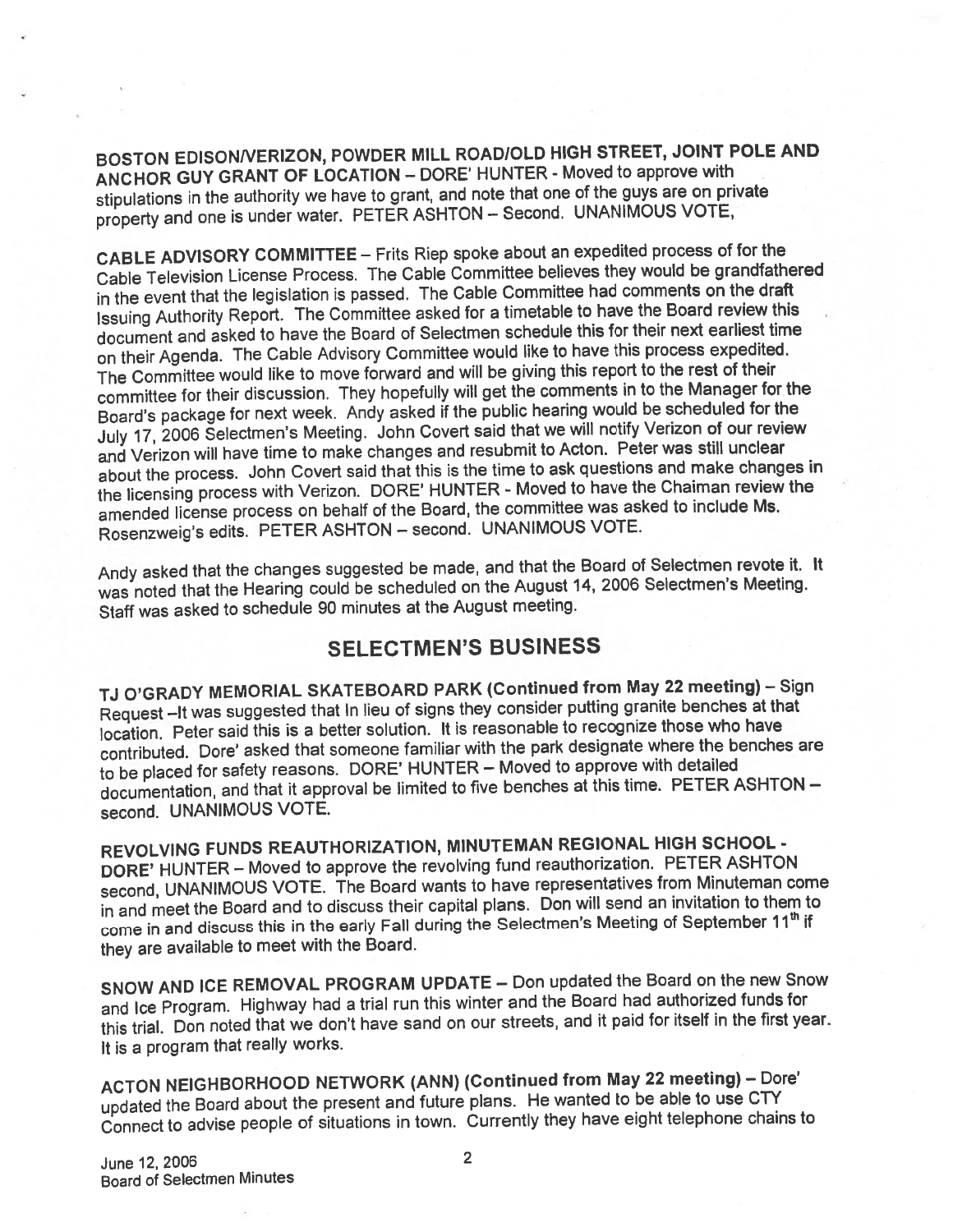BOSTON EDISON/VERIZON, POWDER MILL ROAD/OLD HIGH STREET, JOINT POLE AND ANCHOR GUY GRANT OF LOCATION – DORE' HUNTER - Moved to approve with stipulations in the authority we have to grant, and note that one of the guys are on private property and one is under water. PETER ASHTON – Second. UNANIMOUS VOTE,

CABLE ADVISORY COMMITTEE – Frits Riep spoke about an expedited process of for the Cable Television License Process. The Cable Committee believes they would be grandfathered in the event that the legislation is passed. The Cable Committee had comments on the draft Issuing Authority Report. The Committee asked for a timetable to have the Board review this document and asked to have the Board of Selectmen schedule this for their next earliest time on their Agenda. The Cable Advisory Committee would like to have this process expedited. The Committee would like to move forward and will be giving this report to the rest of their committee for their discussion. They hopefully will get the comments in to the Manager for the Board's package for next week. Andy asked if the public hearing would be scheduled for the July 17, 2006 Selectmen's Meeting. John Covert said that we will notify Verizon of our review and Verizon will have time to make changes and resubmit to Acton. Peter was still unclear about the process. John Covert said that this is the time to ask questions and make changes in the licensing process with Verizon. DORE' HUNTER - Moved to have the Chaiman review the amended license process on behalf of the Board, the committee was asked to include Ms. Rosenzweig's edits. PETER ASHTON – second. UNANIMOUS VOTE.

Andy asked that the changes suggested be made, and that the Board of Selectmen revote it. It was noted that the Hearing could be scheduled on the August 14, 2006 Selectmen's Meeting. Staff was asked to schedule 90 minutes at the August meeting.

## SELECTMEN'S BUSINESS

TJ O'GRADY MEMORIAL SKATEBOARD PARK (Continued from May 22 meeting) – Sign Request –It was suggested that In lieu of signs they consider putting granite benches at that location. Peter said this is a better solution. It is reasonable to recognize those who have contributed. Dore' asked that someone familiar with the park designate where the benches are to be placed for safety reasons. DORE' HUNTER – Moved to approve with detailed documentation, and that it approval be limited to five benches at this time. PETER ASHTON – second. UNANIMOUS VOTE.

REVOLVING FUNDS REAUTHORIZATION, MINUTEMAN REGIONAL HIGH SCHOOL - DORE' HUNTER – Moved to approve the revolving fund reauthorization. PETER ASHTON second, UNANIMOUS VOTE. The Board wants to have representatives from Minuteman come in and meet the Board and to discuss their capital plans. Don will send an invitation to them to come in and discuss this in the early Fall during the Selectmen's Meeting of September 11th if they are available to meet with the Board.

SNOW AND ICE REMOVAL PROGRAM UPDATE – Don updated the Board on the new Snow and Ice Program. Highway had a trial run this winter and the Board had authorized funds for this trial. Don noted that we don't have sand on our streets, and it paid for itself in the first year. It is a program that really works.

ACTON NEIGHBORHOOD NETWORK (ANN) (Continued from May 22 meeting) – Dore' updated the Board about the present and future plans. He wanted to be able to use CTY Connect to advise people of situations in town. Currently they have eight telephone chains to

June 12, 2006
Board of Selectmen Minutes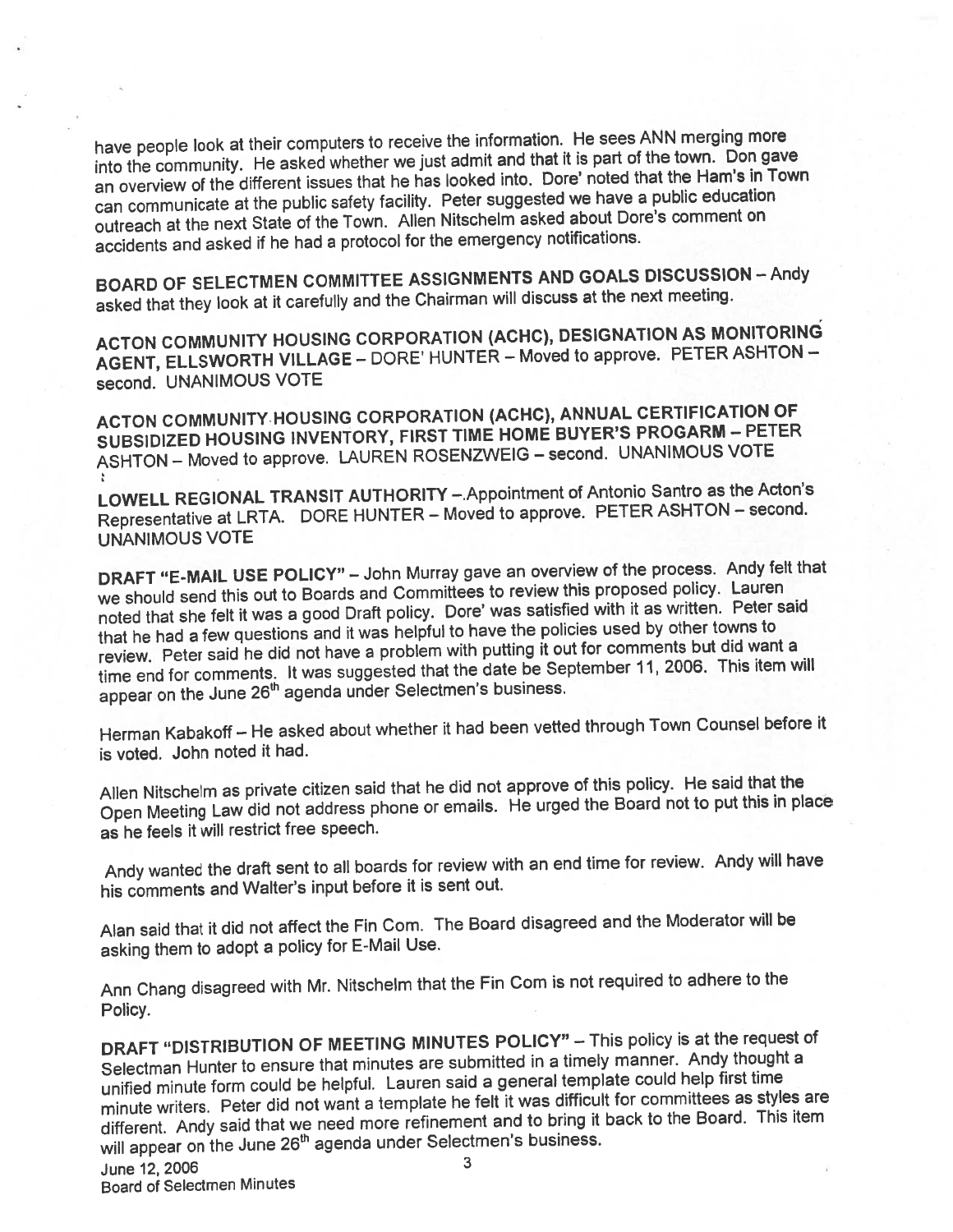have people look at their computers to receive the information. He sees ANN merging more into the community. He asked whether we just admit and that it is part of the town. Don gave an overview of the different issues that he has looked into. Dore' noted that the Ham's in Town can communicate at the public safety facility. Peter suggested we have a public education outreach at the next State of the Town. Allen Nitschelm asked about Dore's comment on accidents and asked if he had a protocol for the emergency notifications.

**BOARD OF SELECTMEN COMMITTEE ASSIGNMENTS AND GOALS DISCUSSION** – Andy asked that they look at it carefully and the Chairman will discuss at the next meeting.

**ACTON COMMUNITY HOUSING CORPORATION (ACHC), DESIGNATION AS MONITORING AGENT, ELLSWORTH VILLAGE** – DORE' HUNTER – Moved to approve. PETER ASHTON – second. UNANIMOUS VOTE

**ACTON COMMUNITY HOUSING CORPORATION (ACHC), ANNUAL CERTIFICATION OF SUBSIDIZED HOUSING INVENTORY, FIRST TIME HOME BUYER'S PROGARM** – PETER ASHTON – Moved to approve. LAUREN ROSENZWEIG – second. UNANIMOUS VOTE

**LOWELL REGIONAL TRANSIT AUTHORITY** –.Appointment of Antonio Santro as the Acton's Representative at LRTA. DORE HUNTER – Moved to approve. PETER ASHTON – second. UNANIMOUS VOTE

**DRAFT "E-MAIL USE POLICY"** – John Murray gave an overview of the process. Andy felt that we should send this out to Boards and Committees to review this proposed policy. Lauren noted that she felt it was a good Draft policy. Dore' was satisfied with it as written. Peter said that he had a few questions and it was helpful to have the policies used by other towns to review. Peter said he did not have a problem with putting it out for comments but did want a time end for comments. It was suggested that the date be September 11, 2006. This item will appear on the June 26th agenda under Selectmen's business.

Herman Kabakoff – He asked about whether it had been vetted through Town Counsel before it is voted. John noted it had.

Allen Nitschelm as private citizen said that he did not approve of this policy. He said that the Open Meeting Law did not address phone or emails. He urged the Board not to put this in place as he feels it will restrict free speech.

Andy wanted the draft sent to all boards for review with an end time for review. Andy will have his comments and Walter's input before it is sent out.

Alan said that it did not affect the Fin Com. The Board disagreed and the Moderator will be asking them to adopt a policy for E-Mail Use.

Ann Chang disagreed with Mr. Nitschelm that the Fin Com is not required to adhere to the Policy.

**DRAFT "DISTRIBUTION OF MEETING MINUTES POLICY"** – This policy is at the request of Selectman Hunter to ensure that minutes are submitted in a timely manner. Andy thought a unified minute form could be helpful. Lauren said a general template could help first time minute writers. Peter did not want a template he felt it was difficult for committees as styles are different. Andy said that we need more refinement and to bring it back to the Board. This item will appear on the June 26th agenda under Selectmen's business.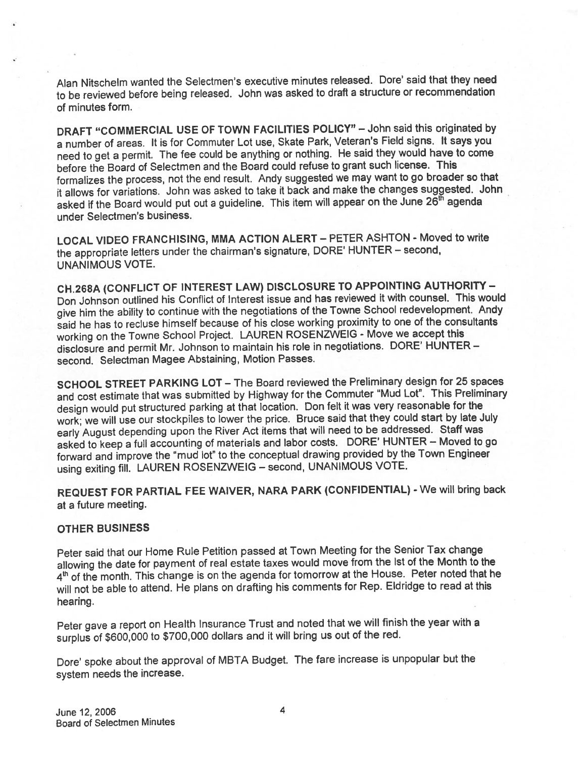Alan Nitschelm wanted the Selectmen's executive minutes released. Dore' said that they need to be reviewed before being released. John was asked to draft a structure or recommendation of minutes form.

**DRAFT "COMMERCIAL USE OF TOWN FACILITIES POLICY"** – John said this originated by a number of areas. It is for Commuter Lot use, Skate Park, Veteran's Field signs. It says you need to get a permit. The fee could be anything or nothing. He said they would have to come before the Board of Selectmen and the Board could refuse to grant such license. This formalizes the process, not the end result. Andy suggested we may want to go broader so that it allows for variations. John was asked to take it back and make the changes suggested. John asked if the Board would put out a guideline. This item will appear on the June 26th agenda under Selectmen's business.

**LOCAL VIDEO FRANCHISING, MMA ACTION ALERT** – PETER ASHTON - Moved to write the appropriate letters under the chairman's signature, DORE' HUNTER – second, UNANIMOUS VOTE.

**CH.268A (CONFLICT OF INTEREST LAW) DISCLOSURE TO APPOINTING AUTHORITY** – Don Johnson outlined his Conflict of Interest issue and has reviewed it with counsel. This would give him the ability to continue with the negotiations of the Towne School redevelopment. Andy said he has to recluse himself because of his close working proximity to one of the consultants working on the Towne School Project. LAUREN ROSENZWEIG - Move we accept this disclosure and permit Mr. Johnson to maintain his role in negotiations. DORE' HUNTER – second. Selectman Magee Abstaining, Motion Passes.

**SCHOOL STREET PARKING LOT** – The Board reviewed the Preliminary design for 25 spaces and cost estimate that was submitted by Highway for the Commuter "Mud Lot". This Preliminary design would put structured parking at that location. Don felt it was very reasonable for the work; we will use our stockpiles to lower the price. Bruce said that they could start by late July early August depending upon the River Act items that will need to be addressed. Staff was asked to keep a full accounting of materials and labor costs. DORE' HUNTER – Moved to go forward and improve the "mud lot" to the conceptual drawing provided by the Town Engineer using exiting fill. LAUREN ROSENZWEIG – second, UNANIMOUS VOTE.

**REQUEST FOR PARTIAL FEE WAIVER, NARA PARK (CONFIDENTIAL)** - We will bring back at a future meeting.

**OTHER BUSINESS**

Peter said that our Home Rule Petition passed at Town Meeting for the Senior Tax change allowing the date for payment of real estate taxes would move from the Ist of the Month to the 4th of the month. This change is on the agenda for tomorrow at the House. Peter noted that he will not be able to attend. He plans on drafting his comments for Rep. Eldridge to read at this hearing.

Peter gave a report on Health Insurance Trust and noted that we will finish the year with a surplus of $600,000 to $700,000 dollars and it will bring us out of the red.

Dore' spoke about the approval of MBTA Budget. The fare increase is unpopular but the system needs the increase.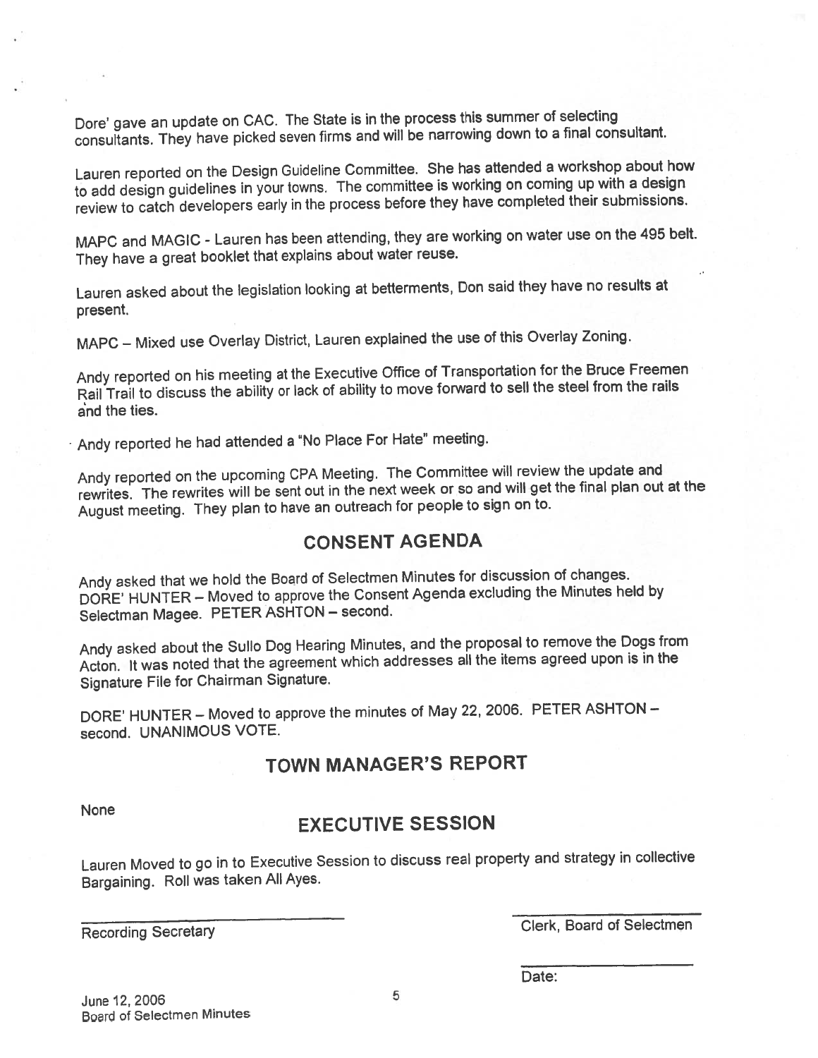Dore' gave an update on CAC. The State is in the process this summer of selecting consultants. They have picked seven firms and will be narrowing down to a final consultant.

Lauren reported on the Design Guideline Committee. She has attended a workshop about how to add design guidelines in your towns. The committee is working on coming up with a design review to catch developers early in the process before they have completed their submissions.

MAPC and MAGIC - Lauren has been attending, they are working on water use on the 495 belt. They have a great booklet that explains about water reuse.

Lauren asked about the legislation looking at betterments, Don said they have no results at present.

MAPC – Mixed use Overlay District, Lauren explained the use of this Overlay Zoning.

Andy reported on his meeting at the Executive Office of Transportation for the Bruce Freemen Rail Trail to discuss the ability or lack of ability to move forward to sell the steel from the rails and the ties.

Andy reported he had attended a "No Place For Hate" meeting.

Andy reported on the upcoming CPA Meeting. The Committee will review the update and rewrites. The rewrites will be sent out in the next week or so and will get the final plan out at the August meeting. They plan to have an outreach for people to sign on to.

## CONSENT AGENDA

Andy asked that we hold the Board of Selectmen Minutes for discussion of changes. DORE' HUNTER – Moved to approve the Consent Agenda excluding the Minutes held by Selectman Magee. PETER ASHTON – second.

Andy asked about the Sullo Dog Hearing Minutes, and the proposal to remove the Dogs from Acton. It was noted that the agreement which addresses all the items agreed upon is in the Signature File for Chairman Signature.

DORE' HUNTER – Moved to approve the minutes of May 22, 2006. PETER ASHTON – second. UNANIMOUS VOTE.

## TOWN MANAGER'S REPORT

None

## EXECUTIVE SESSION

Lauren Moved to go in to Executive Session to discuss real property and strategy in collective Bargaining. Roll was taken All Ayes.

______________________ Recording Secretary

______________________ Clerk, Board of Selectmen

______________________ Date:

June 12, 2006
Board of Selectmen Minutes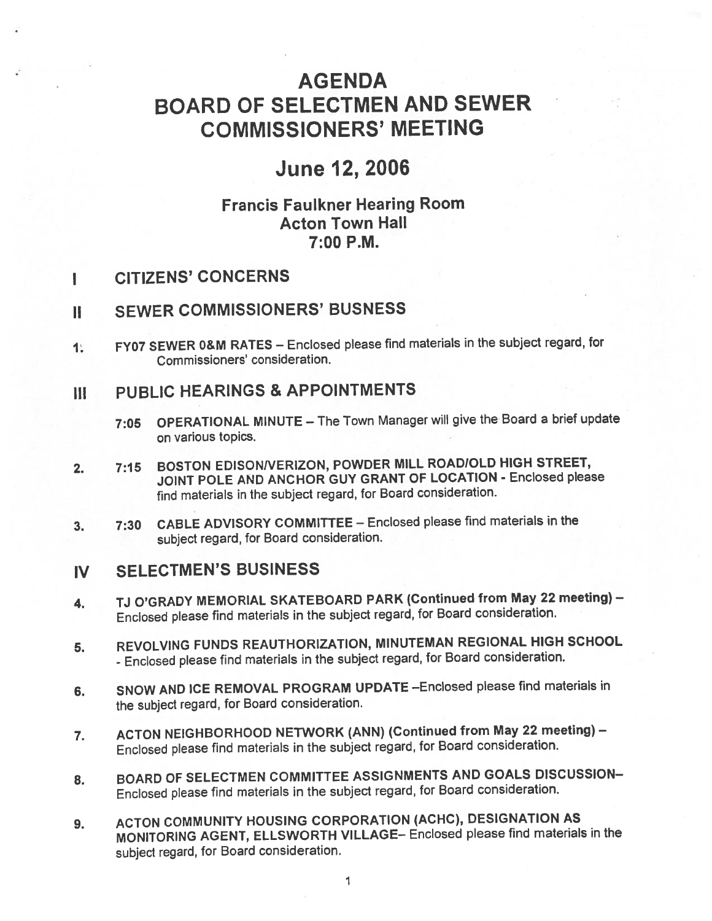# AGENDA
# BOARD OF SELECTMEN AND SEWER COMMISSIONERS' MEETING

## June 12, 2006

### Francis Faulkner Hearing Room
### Acton Town Hall
### 7:00 P.M.

## I CITIZENS' CONCERNS

## II SEWER COMMISSIONERS' BUSNESS

1. **FY07 SEWER 0&M RATES** – Enclosed please find materials in the subject regard, for Commissioners' consideration.

## III PUBLIC HEARINGS & APPOINTMENTS

**7:05 OPERATIONAL MINUTE** – The Town Manager will give the Board a brief update on various topics.

2. **7:15 BOSTON EDISON/VERIZON, POWDER MILL ROAD/OLD HIGH STREET, JOINT POLE AND ANCHOR GUY GRANT OF LOCATION** - Enclosed please find materials in the subject regard, for Board consideration.

3. **7:30 CABLE ADVISORY COMMITTEE** – Enclosed please find materials in the subject regard, for Board consideration.

## IV SELECTMEN'S BUSINESS

4. **TJ O'GRADY MEMORIAL SKATEBOARD PARK (Continued from May 22 meeting)** – Enclosed please find materials in the subject regard, for Board consideration.

5. **REVOLVING FUNDS REAUTHORIZATION, MINUTEMAN REGIONAL HIGH SCHOOL** - Enclosed please find materials in the subject regard, for Board consideration.

6. **SNOW AND ICE REMOVAL PROGRAM UPDATE** –Enclosed please find materials in the subject regard, for Board consideration.

7. **ACTON NEIGHBORHOOD NETWORK (ANN) (Continued from May 22 meeting)** – Enclosed please find materials in the subject regard, for Board consideration.

8. **BOARD OF SELECTMEN COMMITTEE ASSIGNMENTS AND GOALS DISCUSSION**– Enclosed please find materials in the subject regard, for Board consideration.

9. **ACTON COMMUNITY HOUSING CORPORATION (ACHC), DESIGNATION AS MONITORING AGENT, ELLSWORTH VILLAGE**– Enclosed please find materials in the subject regard, for Board consideration.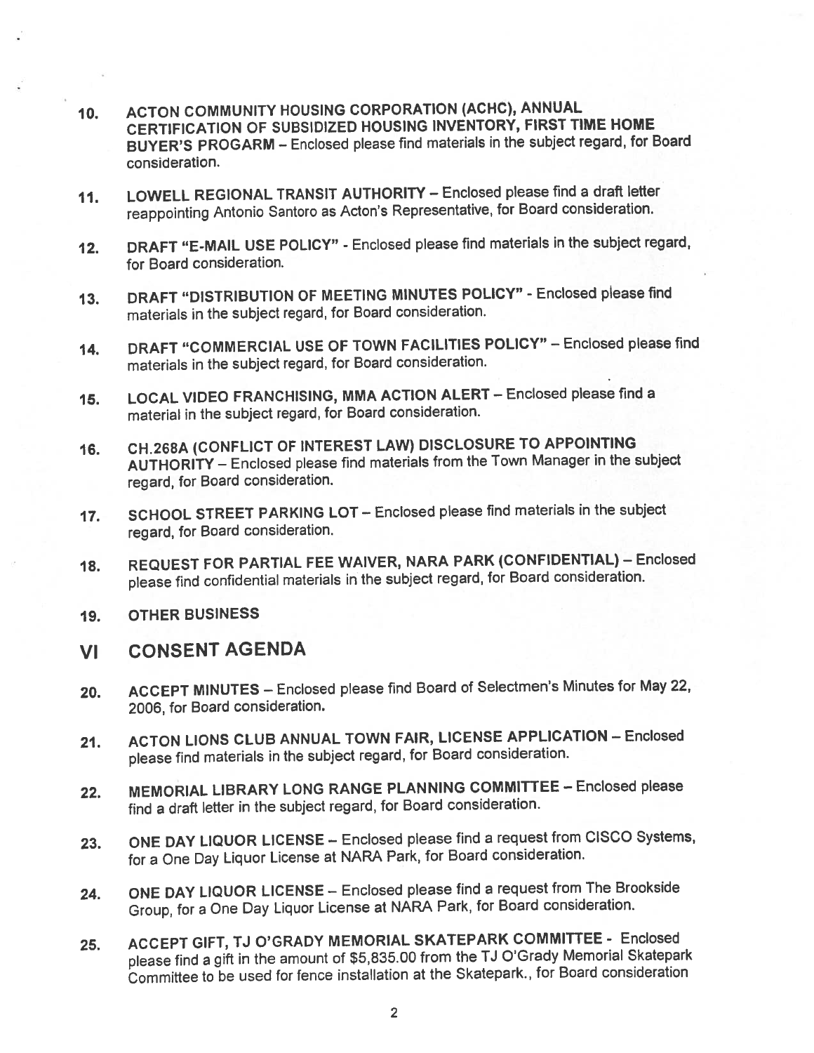10. **ACTON COMMUNITY HOUSING CORPORATION (ACHC), ANNUAL CERTIFICATION OF SUBSIDIZED HOUSING INVENTORY, FIRST TIME HOME BUYER'S PROGARM** – Enclosed please find materials in the subject regard, for Board consideration.

11. **LOWELL REGIONAL TRANSIT AUTHORITY** – Enclosed please find a draft letter reappointing Antonio Santoro as Acton's Representative, for Board consideration.

12. **DRAFT "E-MAIL USE POLICY"** - Enclosed please find materials in the subject regard, for Board consideration.

13. **DRAFT "DISTRIBUTION OF MEETING MINUTES POLICY"** - Enclosed please find materials in the subject regard, for Board consideration.

14. **DRAFT "COMMERCIAL USE OF TOWN FACILITIES POLICY"** – Enclosed please find materials in the subject regard, for Board consideration.

15. **LOCAL VIDEO FRANCHISING, MMA ACTION ALERT** – Enclosed please find a material in the subject regard, for Board consideration.

16. **CH.268A (CONFLICT OF INTEREST LAW) DISCLOSURE TO APPOINTING AUTHORITY** – Enclosed please find materials from the Town Manager in the subject regard, for Board consideration.

17. **SCHOOL STREET PARKING LOT** – Enclosed please find materials in the subject regard, for Board consideration.

18. **REQUEST FOR PARTIAL FEE WAIVER, NARA PARK (CONFIDENTIAL)** – Enclosed please find confidential materials in the subject regard, for Board consideration.

19. **OTHER BUSINESS**

## VI CONSENT AGENDA

20. **ACCEPT MINUTES** – Enclosed please find Board of Selectmen's Minutes for May 22, 2006, for Board consideration.

21. **ACTON LIONS CLUB ANNUAL TOWN FAIR, LICENSE APPLICATION** – Enclosed please find materials in the subject regard, for Board consideration.

22. **MEMORIAL LIBRARY LONG RANGE PLANNING COMMITTEE** – Enclosed please find a draft letter in the subject regard, for Board consideration.

23. **ONE DAY LIQUOR LICENSE** – Enclosed please find a request from CISCO Systems, for a One Day Liquor License at NARA Park, for Board consideration.

24. **ONE DAY LIQUOR LICENSE** – Enclosed please find a request from The Brookside Group, for a One Day Liquor License at NARA Park, for Board consideration.

25. **ACCEPT GIFT, TJ O'GRADY MEMORIAL SKATEPARK COMMITTEE** - Enclosed please find a gift in the amount of $5,835.00 from the TJ O'Grady Memorial Skatepark Committee to be used for fence installation at the Skatepark., for Board consideration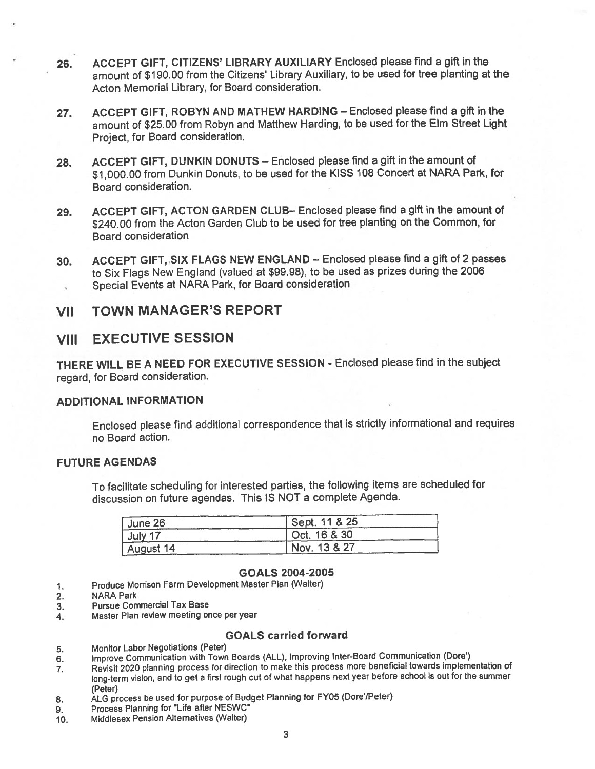26. **ACCEPT GIFT, CITIZENS' LIBRARY AUXILIARY** Enclosed please find a gift in the amount of $190.00 from the Citizens' Library Auxiliary, to be used for tree planting at the Acton Memorial Library, for Board consideration.

27. **ACCEPT GIFT, ROBYN AND MATHEW HARDING** – Enclosed please find a gift in the amount of $25.00 from Robyn and Matthew Harding, to be used for the Elm Street Light Project, for Board consideration.

28. **ACCEPT GIFT, DUNKIN DONUTS** – Enclosed please find a gift in the amount of $1,000.00 from Dunkin Donuts, to be used for the KISS 108 Concert at NARA Park, for Board consideration.

29. **ACCEPT GIFT, ACTON GARDEN CLUB**– Enclosed please find a gift in the amount of $240.00 from the Acton Garden Club to be used for tree planting on the Common, for Board consideration

30. **ACCEPT GIFT, SIX FLAGS NEW ENGLAND** – Enclosed please find a gift of 2 passes to Six Flags New England (valued at $99.98), to be used as prizes during the 2006 Special Events at NARA Park, for Board consideration

## VII TOWN MANAGER'S REPORT

## VIII EXECUTIVE SESSION

**THERE WILL BE A NEED FOR EXECUTIVE SESSION** - Enclosed please find in the subject regard, for Board consideration.

### ADDITIONAL INFORMATION

Enclosed please find additional correspondence that is strictly informational and requires no Board action.

### FUTURE AGENDAS

To facilitate scheduling for interested parties, the following items are scheduled for discussion on future agendas. This IS NOT a complete Agenda.

| | |
|---|---|
| June 26 | Sept. 11 & 25 |
| July 17 | Oct. 16 & 30 |
| August 14 | Nov. 13 & 27 |

### GOALS 2004-2005

1. Produce Morrison Farm Development Master Plan (Walter)
2. NARA Park
3. Pursue Commercial Tax Base
4. Master Plan review meeting once per year

### GOALS carried forward

5. Monitor Labor Negotiations (Peter)
6. Improve Communication with Town Boards (ALL), Improving Inter-Board Communication (Dore')
7. Revisit 2020 planning process for direction to make this process more beneficial towards implementation of long-term vision, and to get a first rough cut of what happens next year before school is out for the summer (Peter)
8. ALG process be used for purpose of Budget Planning for FY05 (Dore'/Peter)
9. Process Planning for "Life after NESWC"
10. Middlesex Pension Alternatives (Walter)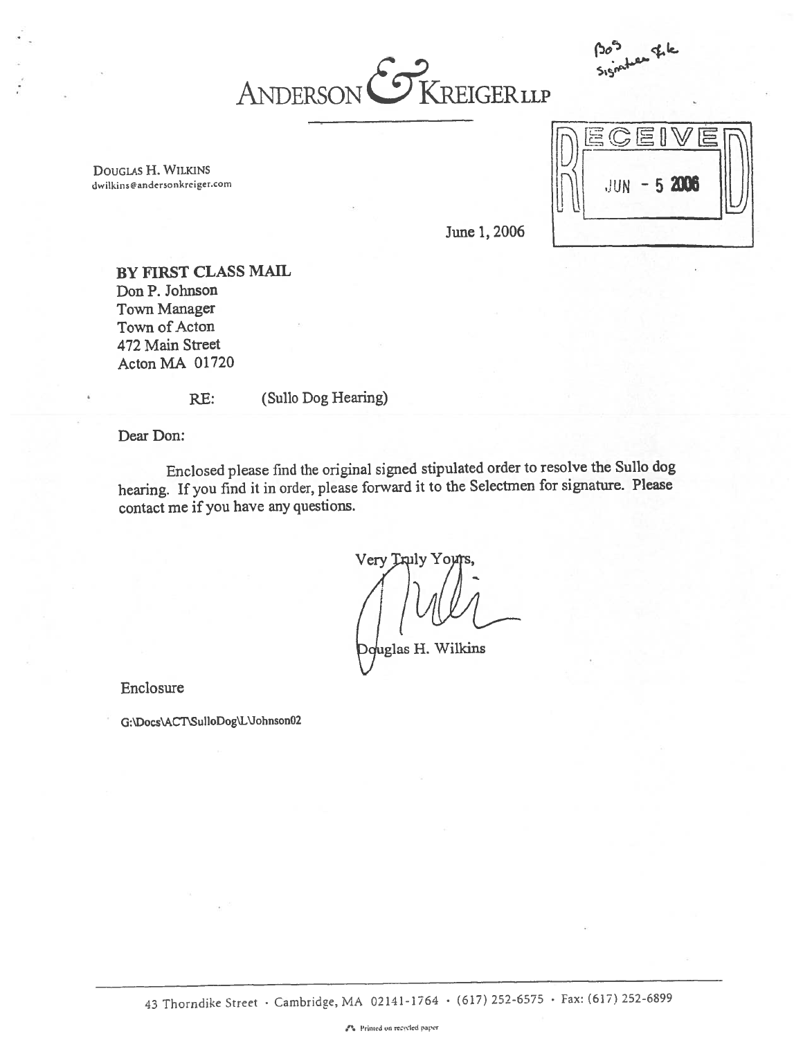BoS Signature file

# ANDERSON & KREIGER LLP

DOUGLAS H. WILKINS
dwilkins@andersonkreiger.com

RECEIVED
JUN - 5 2006

June 1, 2006

**BY FIRST CLASS MAIL**
Don P. Johnson
Town Manager
Town of Acton
472 Main Street
Acton MA 01720

RE: (Sullo Dog Hearing)

Dear Don:

Enclosed please find the original signed stipulated order to resolve the Sullo dog hearing. If you find it in order, please forward it to the Selectmen for signature. Please contact me if you have any questions.

Very Truly Yours,

Douglas H. Wilkins

Enclosure

G:\Docs\ACT\SulloDog\L\Johnson02

43 Thorndike Street · Cambridge, MA 02141-1764 · (617) 252-6575 · Fax: (617) 252-6899

Printed on recycled paper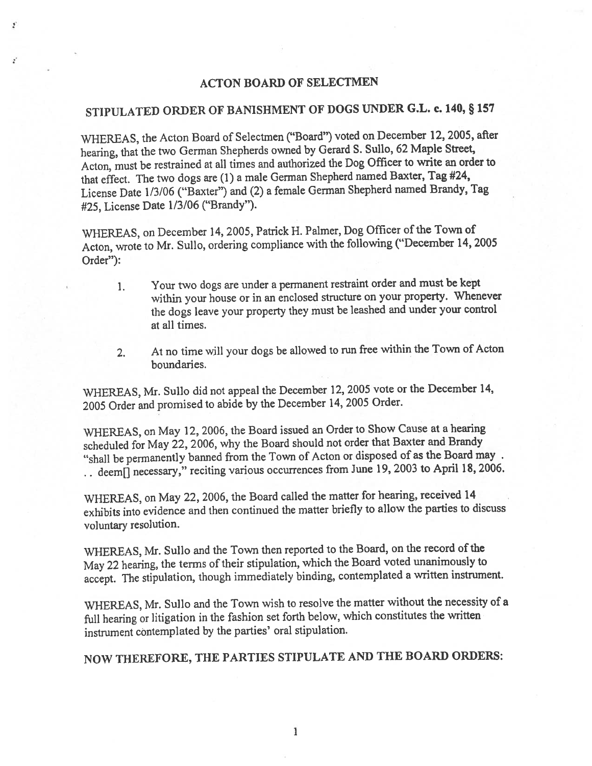## ACTON BOARD OF SELECTMEN

## STIPULATED ORDER OF BANISHMENT OF DOGS UNDER G.L. c. 140, § 157

WHEREAS, the Acton Board of Selectmen ("Board") voted on December 12, 2005, after hearing, that the two German Shepherds owned by Gerard S. Sullo, 62 Maple Street, Acton, must be restrained at all times and authorized the Dog Officer to write an order to that effect. The two dogs are (1) a male German Shepherd named Baxter, Tag #24, License Date 1/3/06 ("Baxter") and (2) a female German Shepherd named Brandy, Tag #25, License Date 1/3/06 ("Brandy").

WHEREAS, on December 14, 2005, Patrick H. Palmer, Dog Officer of the Town of Acton, wrote to Mr. Sullo, ordering compliance with the following ("December 14, 2005 Order"):

1. Your two dogs are under a permanent restraint order and must be kept within your house or in an enclosed structure on your property. Whenever the dogs leave your property they must be leashed and under your control at all times.

2. At no time will your dogs be allowed to run free within the Town of Acton boundaries.

WHEREAS, Mr. Sullo did not appeal the December 12, 2005 vote or the December 14, 2005 Order and promised to abide by the December 14, 2005 Order.

WHEREAS, on May 12, 2006, the Board issued an Order to Show Cause at a hearing scheduled for May 22, 2006, why the Board should not order that Baxter and Brandy "shall be permanently banned from the Town of Acton or disposed of as the Board may . . . deem[] necessary," reciting various occurrences from June 19, 2003 to April 18, 2006.

WHEREAS, on May 22, 2006, the Board called the matter for hearing, received 14 exhibits into evidence and then continued the matter briefly to allow the parties to discuss voluntary resolution.

WHEREAS, Mr. Sullo and the Town then reported to the Board, on the record of the May 22 hearing, the terms of their stipulation, which the Board voted unanimously to accept. The stipulation, though immediately binding, contemplated a written instrument.

WHEREAS, Mr. Sullo and the Town wish to resolve the matter without the necessity of a full hearing or litigation in the fashion set forth below, which constitutes the written instrument contemplated by the parties' oral stipulation.

## NOW THEREFORE, THE PARTIES STIPULATE AND THE BOARD ORDERS: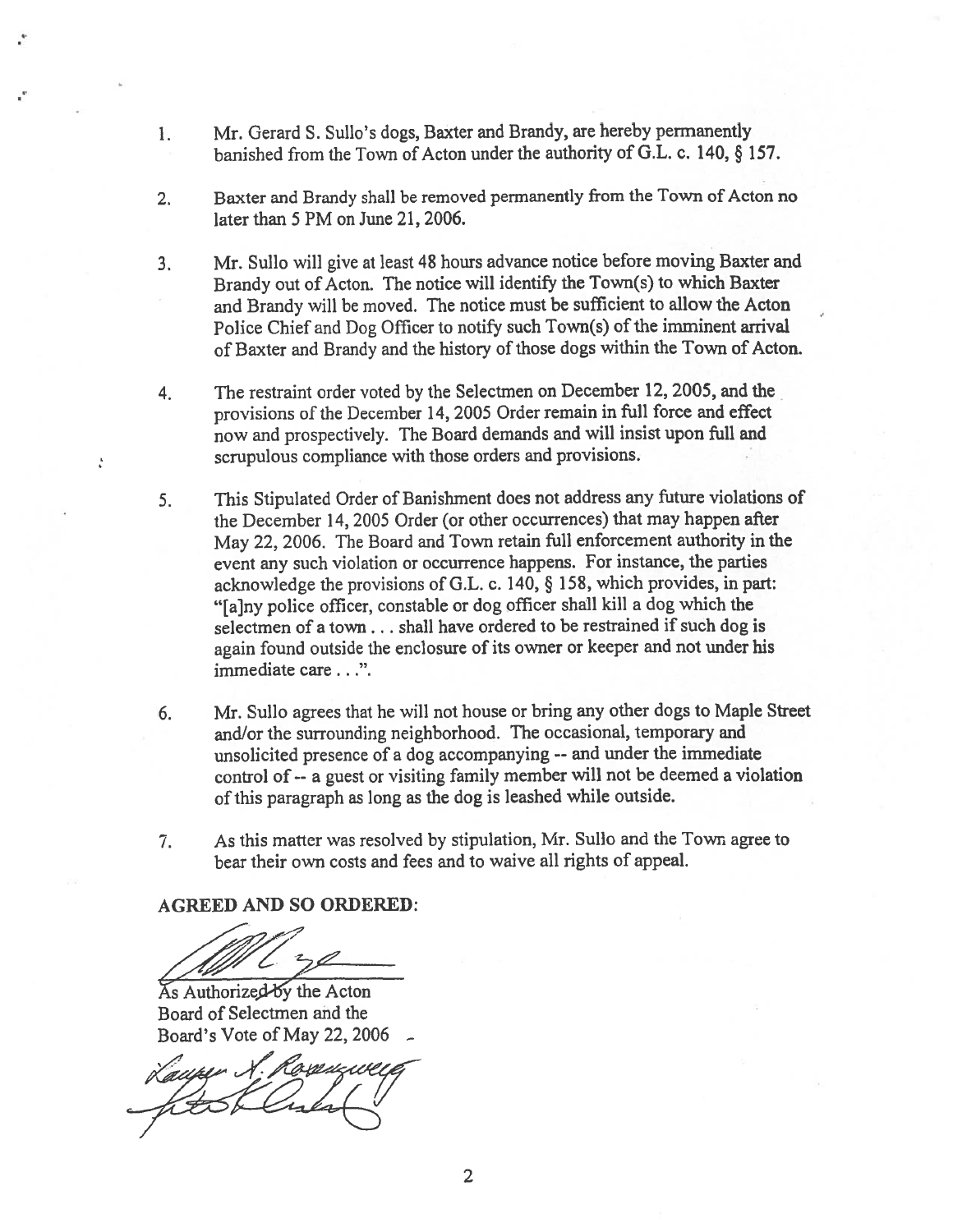1. Mr. Gerard S. Sullo's dogs, Baxter and Brandy, are hereby permanently banished from the Town of Acton under the authority of G.L. c. 140, § 157.

2. Baxter and Brandy shall be removed permanently from the Town of Acton no later than 5 PM on June 21, 2006.

3. Mr. Sullo will give at least 48 hours advance notice before moving Baxter and Brandy out of Acton. The notice will identify the Town(s) to which Baxter and Brandy will be moved. The notice must be sufficient to allow the Acton Police Chief and Dog Officer to notify such Town(s) of the imminent arrival of Baxter and Brandy and the history of those dogs within the Town of Acton.

4. The restraint order voted by the Selectmen on December 12, 2005, and the provisions of the December 14, 2005 Order remain in full force and effect now and prospectively. The Board demands and will insist upon full and scrupulous compliance with those orders and provisions.

5. This Stipulated Order of Banishment does not address any future violations of the December 14, 2005 Order (or other occurrences) that may happen after May 22, 2006. The Board and Town retain full enforcement authority in the event any such violation or occurrence happens. For instance, the parties acknowledge the provisions of G.L. c. 140, § 158, which provides, in part: "[a]ny police officer, constable or dog officer shall kill a dog which the selectmen of a town . . . shall have ordered to be restrained if such dog is again found outside the enclosure of its owner or keeper and not under his immediate care . . .".

6. Mr. Sullo agrees that he will not house or bring any other dogs to Maple Street and/or the surrounding neighborhood. The occasional, temporary and unsolicited presence of a dog accompanying -- and under the immediate control of -- a guest or visiting family member will not be deemed a violation of this paragraph as long as the dog is leashed while outside.

7. As this matter was resolved by stipulation, Mr. Sullo and the Town agree to bear their own costs and fees and to waive all rights of appeal.

**AGREED AND SO ORDERED:**

As Authorized by the Acton Board of Selectmen and the Board's Vote of May 22, 2006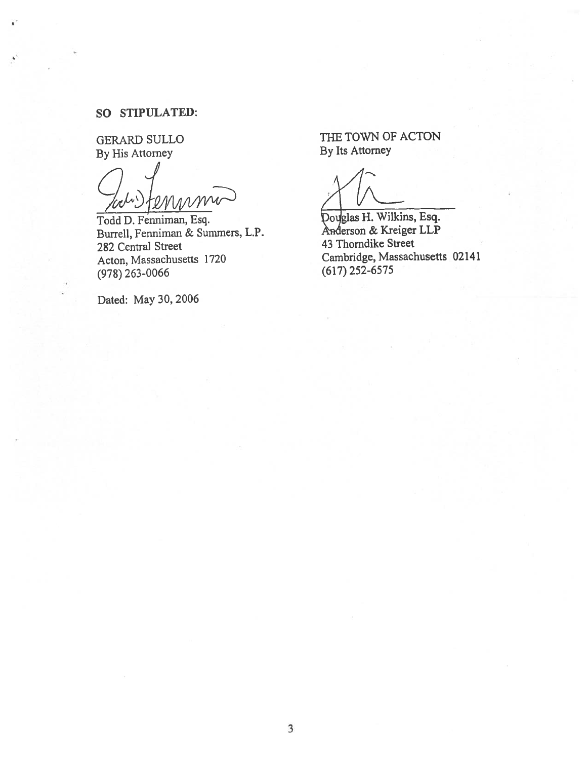**SO STIPULATED:**

GERARD SULLO
By His Attorney

Todd D. Fenniman, Esq.
Burrell, Fenniman & Summers, L.P.
282 Central Street
Acton, Massachusetts 1720
(978) 263-0066

Dated: May 30, 2006

THE TOWN OF ACTON
By Its Attorney

Douglas H. Wilkins, Esq.
Anderson & Kreiger LLP
43 Thorndike Street
Cambridge, Massachusetts 02141
(617) 252-6575